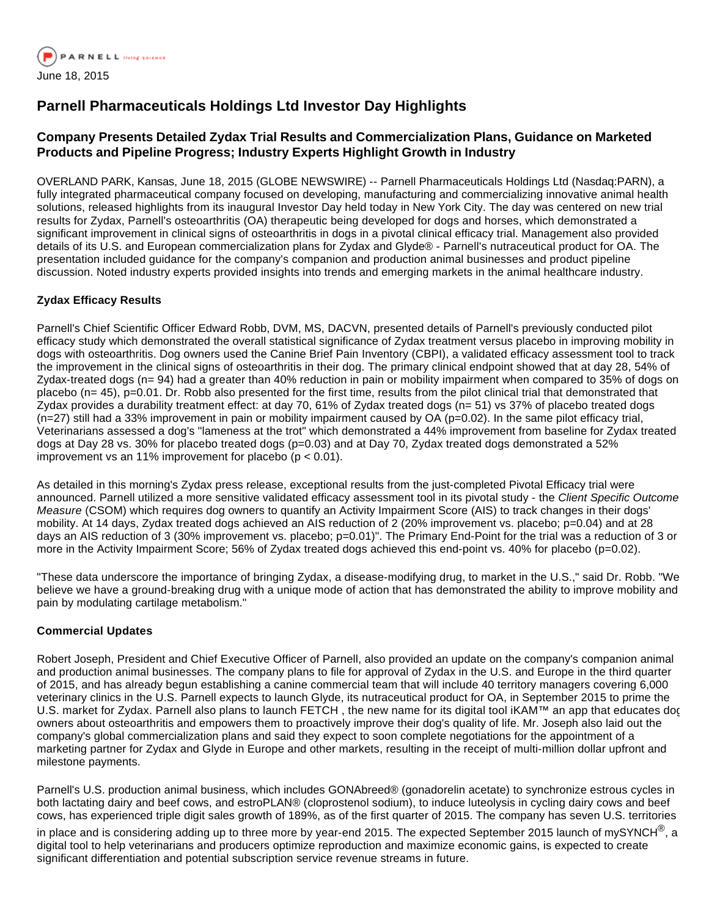PARNELL living science

June 18, 2015

# Parnell Pharmaceuticals Holdings Ltd Investor Day Highlights

## Company Presents Detailed Zydax Trial Results and Commercialization Plans, Guidance on Marketed Products and Pipeline Progress; Industry Experts Highlight Growth in Industry

OVERLAND PARK, Kansas, June 18, 2015 (GLOBE NEWSWIRE) -- Parnell Pharmaceuticals Holdings Ltd (Nasdaq:PARN), a fully integrated pharmaceutical company focused on developing, manufacturing and commercializing innovative animal health solutions, released highlights from its inaugural Investor Day held today in New York City. The day was centered on new trial results for Zydax, Parnell's osteoarthritis (OA) therapeutic being developed for dogs and horses, which demonstrated a significant improvement in clinical signs of osteoarthritis in dogs in a pivotal clinical efficacy trial. Management also provided details of its U.S. and European commercialization plans for Zydax and Glyde® - Parnell's nutraceutical product for OA. The presentation included guidance for the company's companion and production animal businesses and product pipeline discussion. Noted industry experts provided insights into trends and emerging markets in the animal healthcare industry.

**Zydax Efficacy Results**

Parnell's Chief Scientific Officer Edward Robb, DVM, MS, DACVN, presented details of Parnell's previously conducted pilot efficacy study which demonstrated the overall statistical significance of Zydax treatment versus placebo in improving mobility in dogs with osteoarthritis. Dog owners used the Canine Brief Pain Inventory (CBPI), a validated efficacy assessment tool to track the improvement in the clinical signs of osteoarthritis in their dog. The primary clinical endpoint showed that at day 28, 54% of Zydax-treated dogs (n= 94) had a greater than 40% reduction in pain or mobility impairment when compared to 35% of dogs on placebo (n= 45), p=0.01. Dr. Robb also presented for the first time, results from the pilot clinical trial that demonstrated that Zydax provides a durability treatment effect: at day 70, 61% of Zydax treated dogs (n= 51) vs 37% of placebo treated dogs (n=27) still had a 33% improvement in pain or mobility impairment caused by OA (p=0.02). In the same pilot efficacy trial, Veterinarians assessed a dog's "lameness at the trot" which demonstrated a 44% improvement from baseline for Zydax treated dogs at Day 28 vs. 30% for placebo treated dogs (p=0.03) and at Day 70, Zydax treated dogs demonstrated a 52% improvement vs an 11% improvement for placebo (p < 0.01).

As detailed in this morning's Zydax press release, exceptional results from the just-completed Pivotal Efficacy trial were announced. Parnell utilized a more sensitive validated efficacy assessment tool in its pivotal study - the *Client Specific Outcome Measure* (CSOM) which requires dog owners to quantify an Activity Impairment Score (AIS) to track changes in their dogs' mobility. At 14 days, Zydax treated dogs achieved an AIS reduction of 2 (20% improvement vs. placebo; p=0.04) and at 28 days an AIS reduction of 3 (30% improvement vs. placebo; p=0.01)". The Primary End-Point for the trial was a reduction of 3 or more in the Activity Impairment Score; 56% of Zydax treated dogs achieved this end-point vs. 40% for placebo (p=0.02).

"These data underscore the importance of bringing Zydax, a disease-modifying drug, to market in the U.S.," said Dr. Robb. "We believe we have a ground-breaking drug with a unique mode of action that has demonstrated the ability to improve mobility and pain by modulating cartilage metabolism."

**Commercial Updates**

Robert Joseph, President and Chief Executive Officer of Parnell, also provided an update on the company's companion animal and production animal businesses. The company plans to file for approval of Zydax in the U.S. and Europe in the third quarter of 2015, and has already begun establishing a canine commercial team that will include 40 territory managers covering 6,000 veterinary clinics in the U.S. Parnell expects to launch Glyde, its nutraceutical product for OA, in September 2015 to prime the U.S. market for Zydax. Parnell also plans to launch FETCH , the new name for its digital tool iKAM™ an app that educates dog owners about osteoarthritis and empowers them to proactively improve their dog's quality of life. Mr. Joseph also laid out the company's global commercialization plans and said they expect to soon complete negotiations for the appointment of a marketing partner for Zydax and Glyde in Europe and other markets, resulting in the receipt of multi-million dollar upfront and milestone payments.

Parnell's U.S. production animal business, which includes GONAbreed® (gonadorelin acetate) to synchronize estrous cycles in both lactating dairy and beef cows, and estroPLAN® (cloprostenol sodium), to induce luteolysis in cycling dairy cows and beef cows, has experienced triple digit sales growth of 189%, as of the first quarter of 2015. The company has seven U.S. territories in place and is considering adding up to three more by year-end 2015. The expected September 2015 launch of mySYNCH®, a digital tool to help veterinarians and producers optimize reproduction and maximize economic gains, is expected to create significant differentiation and potential subscription service revenue streams in future.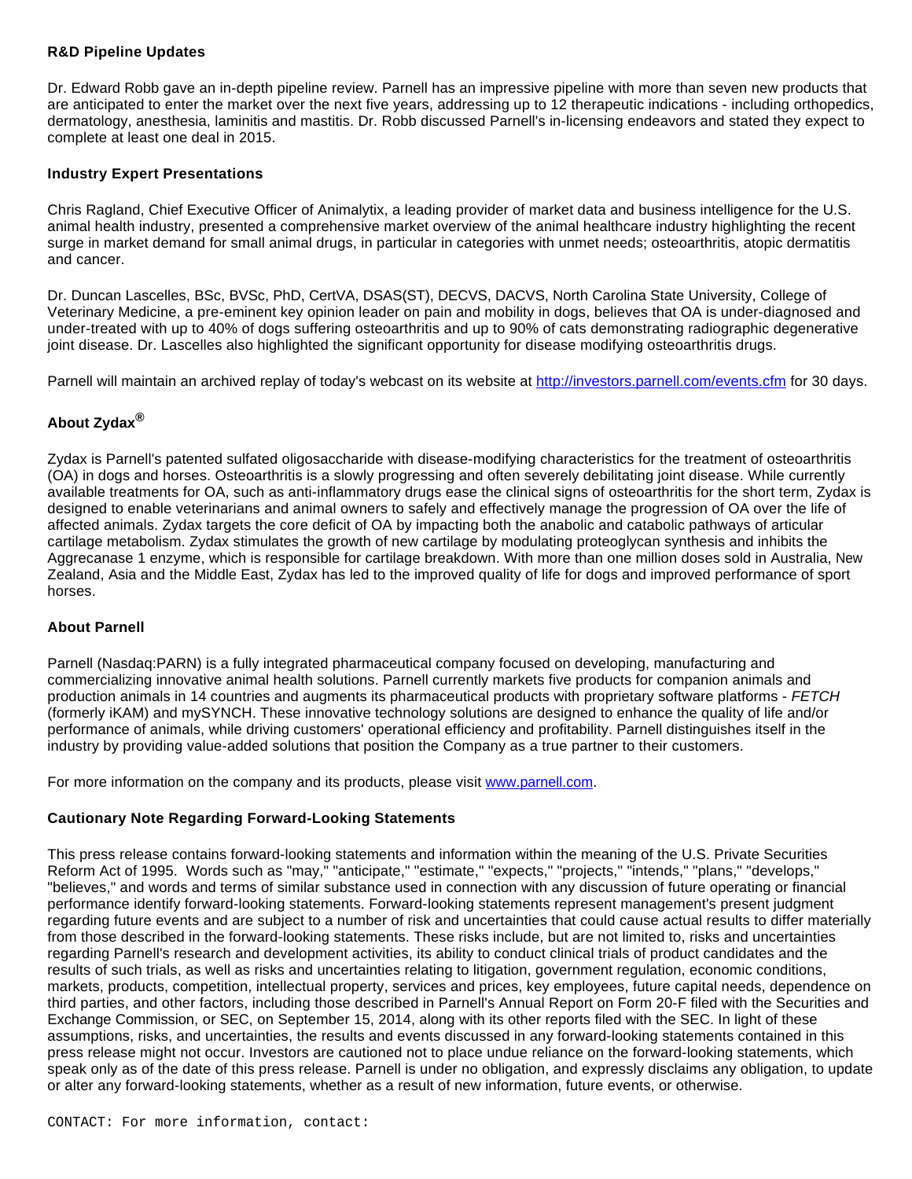**R&D Pipeline Updates**

Dr. Edward Robb gave an in-depth pipeline review. Parnell has an impressive pipeline with more than seven new products that are anticipated to enter the market over the next five years, addressing up to 12 therapeutic indications - including orthopedics, dermatology, anesthesia, laminitis and mastitis. Dr. Robb discussed Parnell's in-licensing endeavors and stated they expect to complete at least one deal in 2015.

**Industry Expert Presentations**

Chris Ragland, Chief Executive Officer of Animalytix, a leading provider of market data and business intelligence for the U.S. animal health industry, presented a comprehensive market overview of the animal healthcare industry highlighting the recent surge in market demand for small animal drugs, in particular in categories with unmet needs; osteoarthritis, atopic dermatitis and cancer.

Dr. Duncan Lascelles, BSc, BVSc, PhD, CertVA, DSAS(ST), DECVS, DACVS, North Carolina State University, College of Veterinary Medicine, a pre-eminent key opinion leader on pain and mobility in dogs, believes that OA is under-diagnosed and under-treated with up to 40% of dogs suffering osteoarthritis and up to 90% of cats demonstrating radiographic degenerative joint disease. Dr. Lascelles also highlighted the significant opportunity for disease modifying osteoarthritis drugs.

Parnell will maintain an archived replay of today's webcast on its website at http://investors.parnell.com/events.cfm for 30 days.

**About Zydax®**

Zydax is Parnell's patented sulfated oligosaccharide with disease-modifying characteristics for the treatment of osteoarthritis (OA) in dogs and horses. Osteoarthritis is a slowly progressing and often severely debilitating joint disease. While currently available treatments for OA, such as anti-inflammatory drugs ease the clinical signs of osteoarthritis for the short term, Zydax is designed to enable veterinarians and animal owners to safely and effectively manage the progression of OA over the life of affected animals. Zydax targets the core deficit of OA by impacting both the anabolic and catabolic pathways of articular cartilage metabolism. Zydax stimulates the growth of new cartilage by modulating proteoglycan synthesis and inhibits the Aggrecanase 1 enzyme, which is responsible for cartilage breakdown. With more than one million doses sold in Australia, New Zealand, Asia and the Middle East, Zydax has led to the improved quality of life for dogs and improved performance of sport horses.

**About Parnell**

Parnell (Nasdaq:PARN) is a fully integrated pharmaceutical company focused on developing, manufacturing and commercializing innovative animal health solutions. Parnell currently markets five products for companion animals and production animals in 14 countries and augments its pharmaceutical products with proprietary software platforms - *FETCH* (formerly iKAM) and mySYNCH. These innovative technology solutions are designed to enhance the quality of life and/or performance of animals, while driving customers' operational efficiency and profitability. Parnell distinguishes itself in the industry by providing value-added solutions that position the Company as a true partner to their customers.

For more information on the company and its products, please visit www.parnell.com.

**Cautionary Note Regarding Forward-Looking Statements**

This press release contains forward-looking statements and information within the meaning of the U.S. Private Securities Reform Act of 1995. Words such as "may," "anticipate," "estimate," "expects," "projects," "intends," "plans," "develops," "believes," and words and terms of similar substance used in connection with any discussion of future operating or financial performance identify forward-looking statements. Forward-looking statements represent management's present judgment regarding future events and are subject to a number of risk and uncertainties that could cause actual results to differ materially from those described in the forward-looking statements. These risks include, but are not limited to, risks and uncertainties regarding Parnell's research and development activities, its ability to conduct clinical trials of product candidates and the results of such trials, as well as risks and uncertainties relating to litigation, government regulation, economic conditions, markets, products, competition, intellectual property, services and prices, key employees, future capital needs, dependence on third parties, and other factors, including those described in Parnell's Annual Report on Form 20-F filed with the Securities and Exchange Commission, or SEC, on September 15, 2014, along with its other reports filed with the SEC. In light of these assumptions, risks, and uncertainties, the results and events discussed in any forward-looking statements contained in this press release might not occur. Investors are cautioned not to place undue reliance on the forward-looking statements, which speak only as of the date of this press release. Parnell is under no obligation, and expressly disclaims any obligation, to update or alter any forward-looking statements, whether as a result of new information, future events, or otherwise.

```
CONTACT: For more information, contact:
```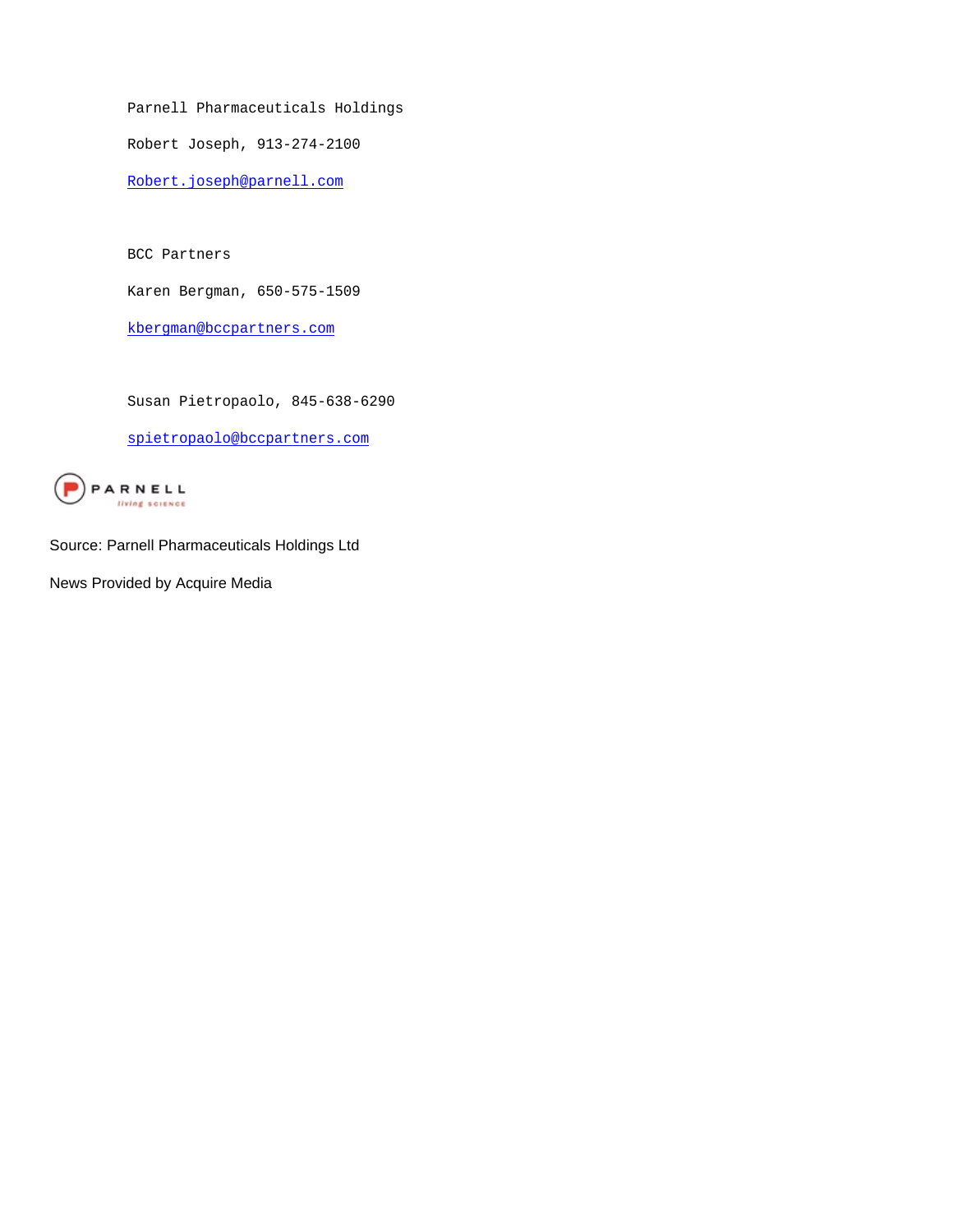Parnell Pharmaceuticals Holdings

Robert Joseph, 913-274-2100

Robert.joseph@parnell.com

BCC Partners

Karen Bergman, 650-575-1509

kbergman@bccpartners.com

Susan Pietropaolo, 845-638-6290

spietropaolo@bccpartners.com

Source: Parnell Pharmaceuticals Holdings Ltd

News Provided by Acquire Media